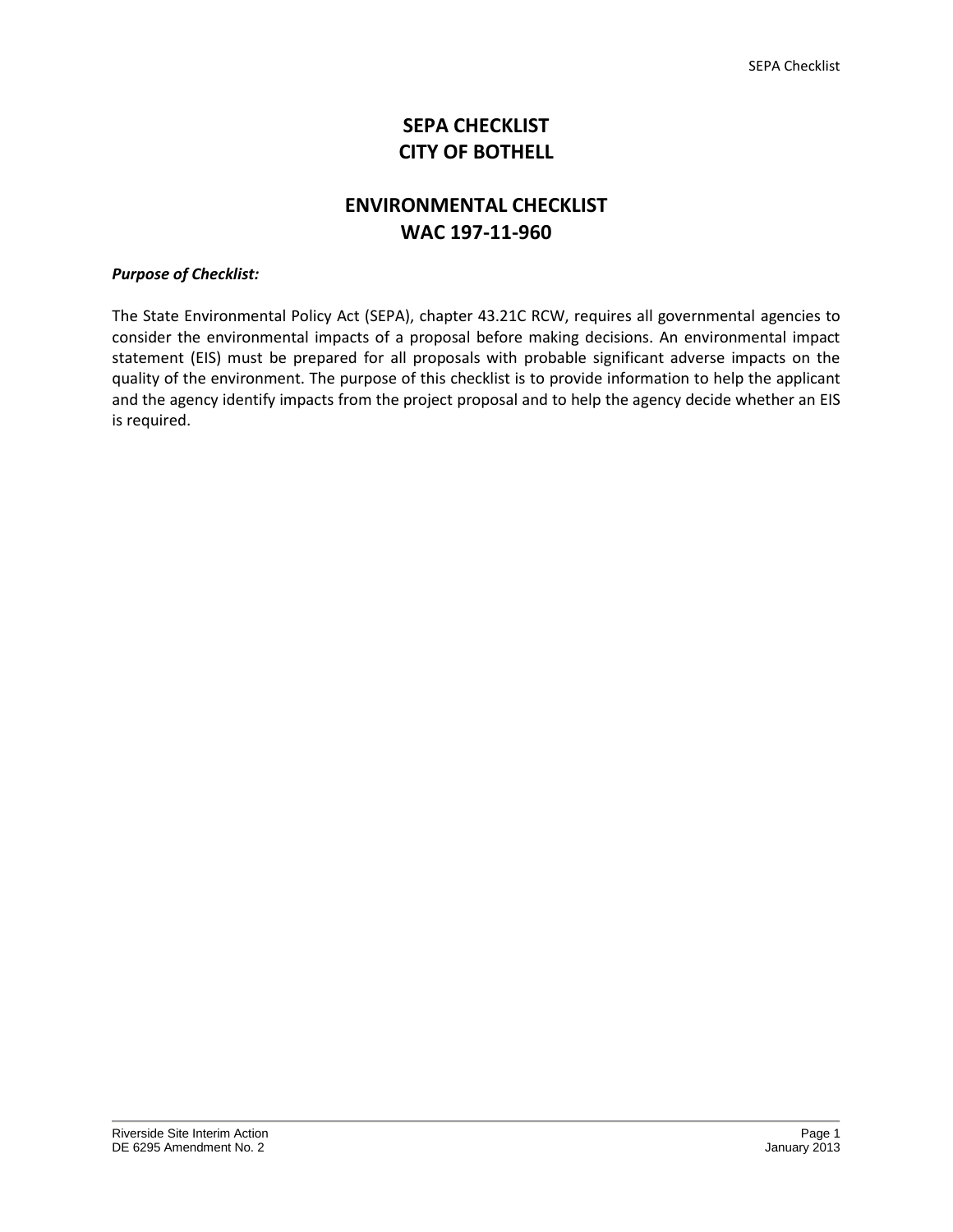# SEPA CHECKLIST
# CITY OF BOTHELL

## ENVIRONMENTAL CHECKLIST
## WAC 197-11-960

***Purpose of Checklist:***

The State Environmental Policy Act (SEPA), chapter 43.21C RCW, requires all governmental agencies to consider the environmental impacts of a proposal before making decisions. An environmental impact statement (EIS) must be prepared for all proposals with probable significant adverse impacts on the quality of the environment. The purpose of this checklist is to provide information to help the applicant and the agency identify impacts from the project proposal and to help the agency decide whether an EIS is required.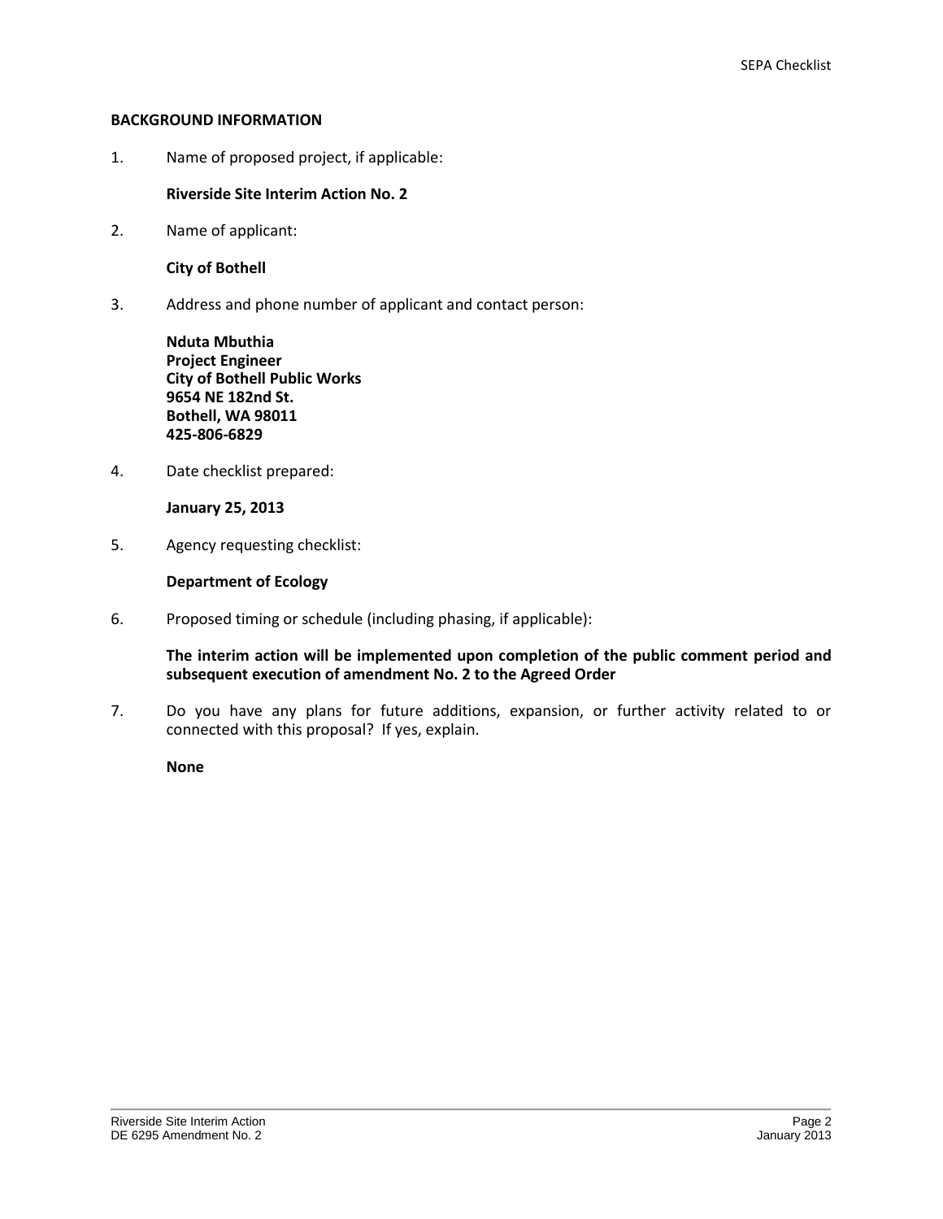## BACKGROUND INFORMATION

1. Name of proposed project, if applicable:

   **Riverside Site Interim Action No. 2**

2. Name of applicant:

   **City of Bothell**

3. Address and phone number of applicant and contact person:

   **Nduta Mbuthia**
   **Project Engineer**
   **City of Bothell Public Works**
   **9654 NE 182nd St.**
   **Bothell, WA 98011**
   **425-806-6829**

4. Date checklist prepared:

   **January 25, 2013**

5. Agency requesting checklist:

   **Department of Ecology**

6. Proposed timing or schedule (including phasing, if applicable):

   **The interim action will be implemented upon completion of the public comment period and subsequent execution of amendment No. 2 to the Agreed Order**

7. Do you have any plans for future additions, expansion, or further activity related to or connected with this proposal? If yes, explain.

   **None**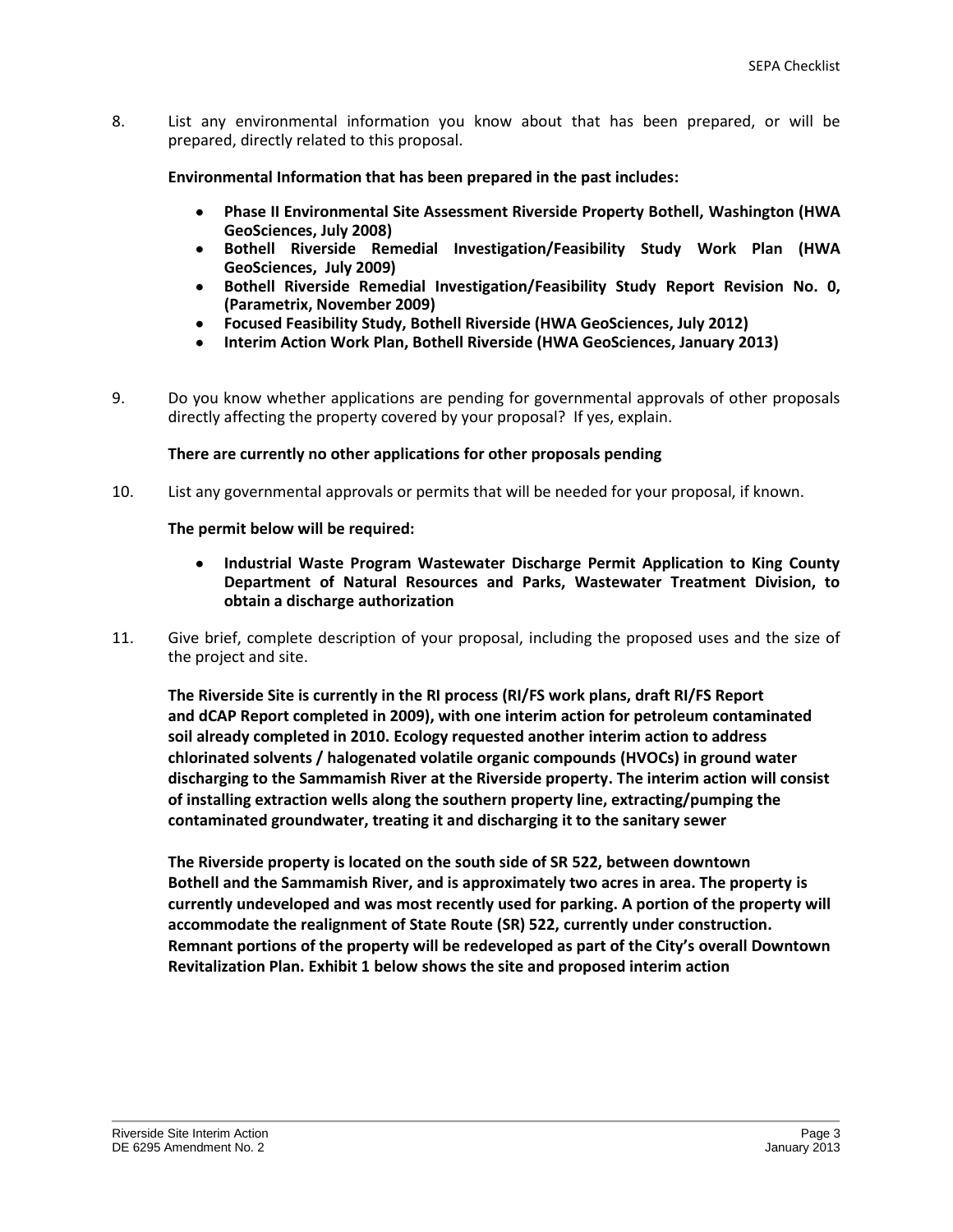8. List any environmental information you know about that has been prepared, or will be prepared, directly related to this proposal.

   **Environmental Information that has been prepared in the past includes:**

   - **Phase II Environmental Site Assessment Riverside Property Bothell, Washington (HWA GeoSciences, July 2008)**
   - **Bothell Riverside Remedial Investigation/Feasibility Study Work Plan (HWA GeoSciences, July 2009)**
   - **Bothell Riverside Remedial Investigation/Feasibility Study Report Revision No. 0, (Parametrix, November 2009)**
   - **Focused Feasibility Study, Bothell Riverside (HWA GeoSciences, July 2012)**
   - **Interim Action Work Plan, Bothell Riverside (HWA GeoSciences, January 2013)**

9. Do you know whether applications are pending for governmental approvals of other proposals directly affecting the property covered by your proposal? If yes, explain.

   **There are currently no other applications for other proposals pending**

10. List any governmental approvals or permits that will be needed for your proposal, if known.

    **The permit below will be required:**

    - **Industrial Waste Program Wastewater Discharge Permit Application to King County Department of Natural Resources and Parks, Wastewater Treatment Division, to obtain a discharge authorization**

11. Give brief, complete description of your proposal, including the proposed uses and the size of the project and site.

    **The Riverside Site is currently in the RI process (RI/FS work plans, draft RI/FS Report and dCAP Report completed in 2009), with one interim action for petroleum contaminated soil already completed in 2010. Ecology requested another interim action to address chlorinated solvents / halogenated volatile organic compounds (HVOCs) in ground water discharging to the Sammamish River at the Riverside property. The interim action will consist of installing extraction wells along the southern property line, extracting/pumping the contaminated groundwater, treating it and discharging it to the sanitary sewer**

    **The Riverside property is located on the south side of SR 522, between downtown Bothell and the Sammamish River, and is approximately two acres in area. The property is currently undeveloped and was most recently used for parking. A portion of the property will accommodate the realignment of State Route (SR) 522, currently under construction. Remnant portions of the property will be redeveloped as part of the City's overall Downtown Revitalization Plan. Exhibit 1 below shows the site and proposed interim action**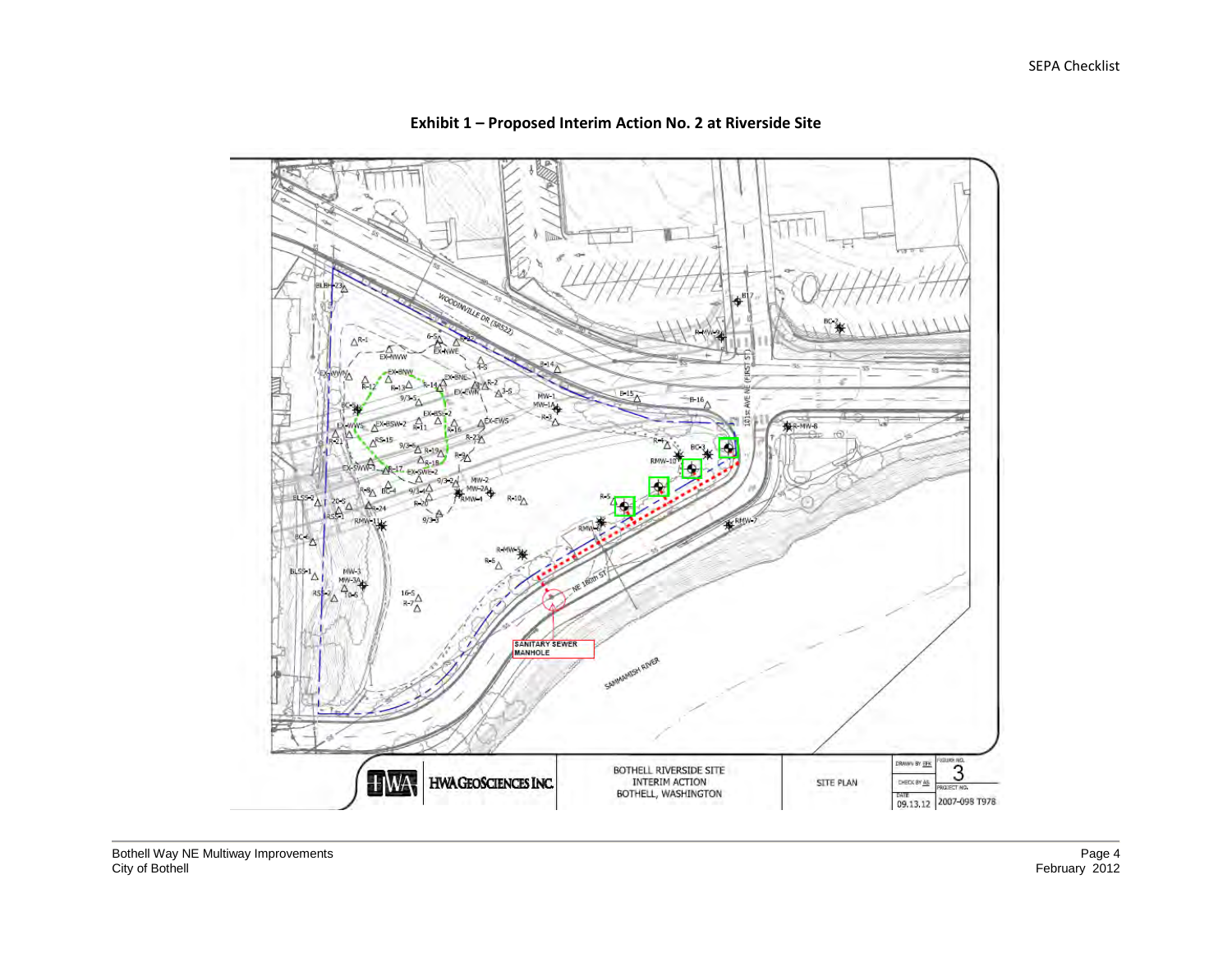**Exhibit 1 – Proposed Interim Action No. 2 at Riverside Site**

WOODINVILLE DR (SR522)

101st AVE NE (FIRST ST)

NE 180th ST

SAMMAMISH RIVER

SANITARY SEWER MANHOLE

HWA GEOSCIENCES INC.

BOTHELL RIVERSIDE SITE
INTERIM ACTION
BOTHELL, WASHINGTON

SITE PLAN

DRAWN BY EFK

CHECK BY AS

DATE 09.13.12

FIGURE NO. 3

PROJECT NO. 2007-098 T978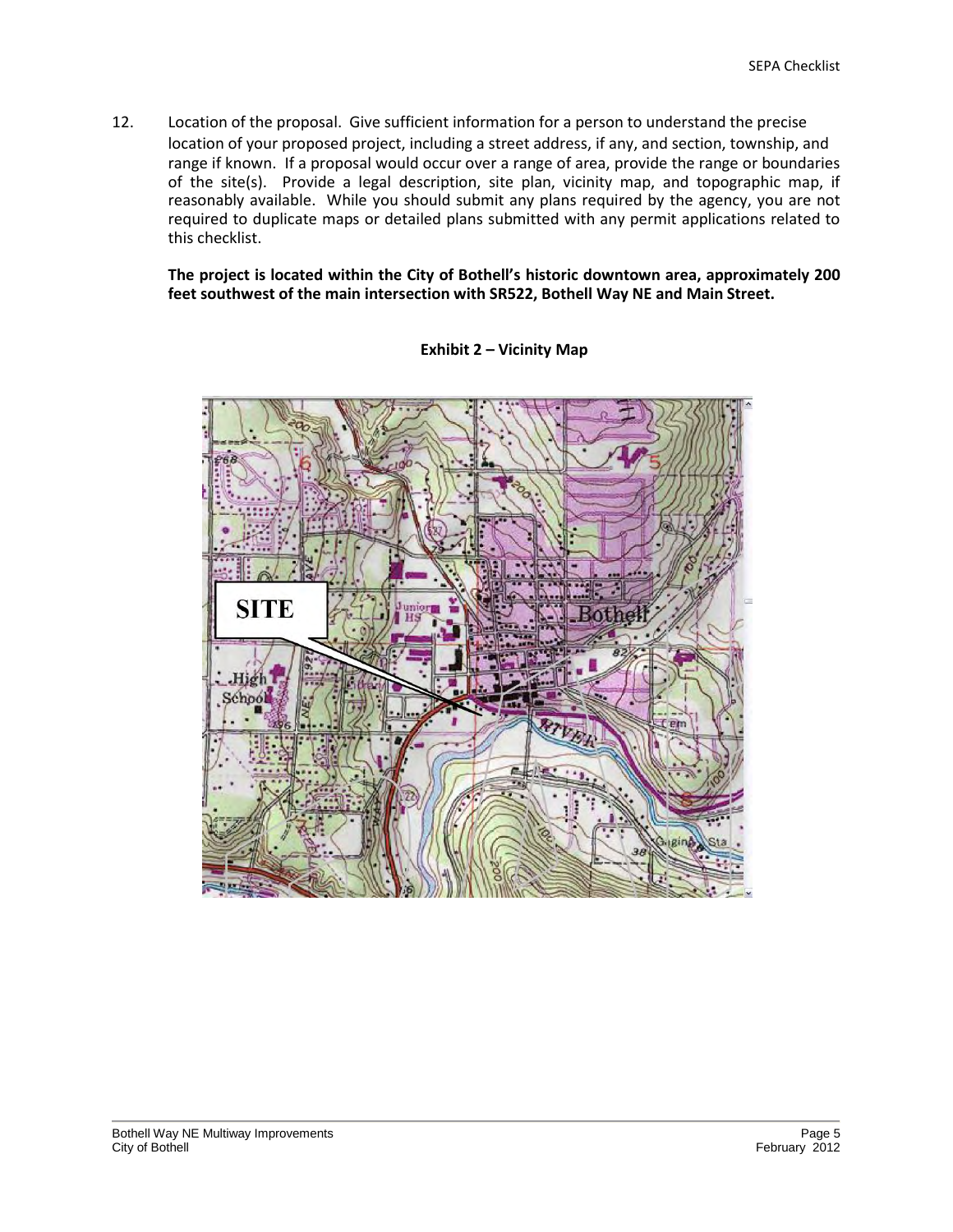12. Location of the proposal. Give sufficient information for a person to understand the precise location of your proposed project, including a street address, if any, and section, township, and range if known. If a proposal would occur over a range of area, provide the range or boundaries of the site(s). Provide a legal description, site plan, vicinity map, and topographic map, if reasonably available. While you should submit any plans required by the agency, you are not required to duplicate maps or detailed plans submitted with any permit applications related to this checklist.

    **The project is located within the City of Bothell's historic downtown area, approximately 200 feet southwest of the main intersection with SR522, Bothell Way NE and Main Street.**

**Exhibit 2 – Vicinity Map**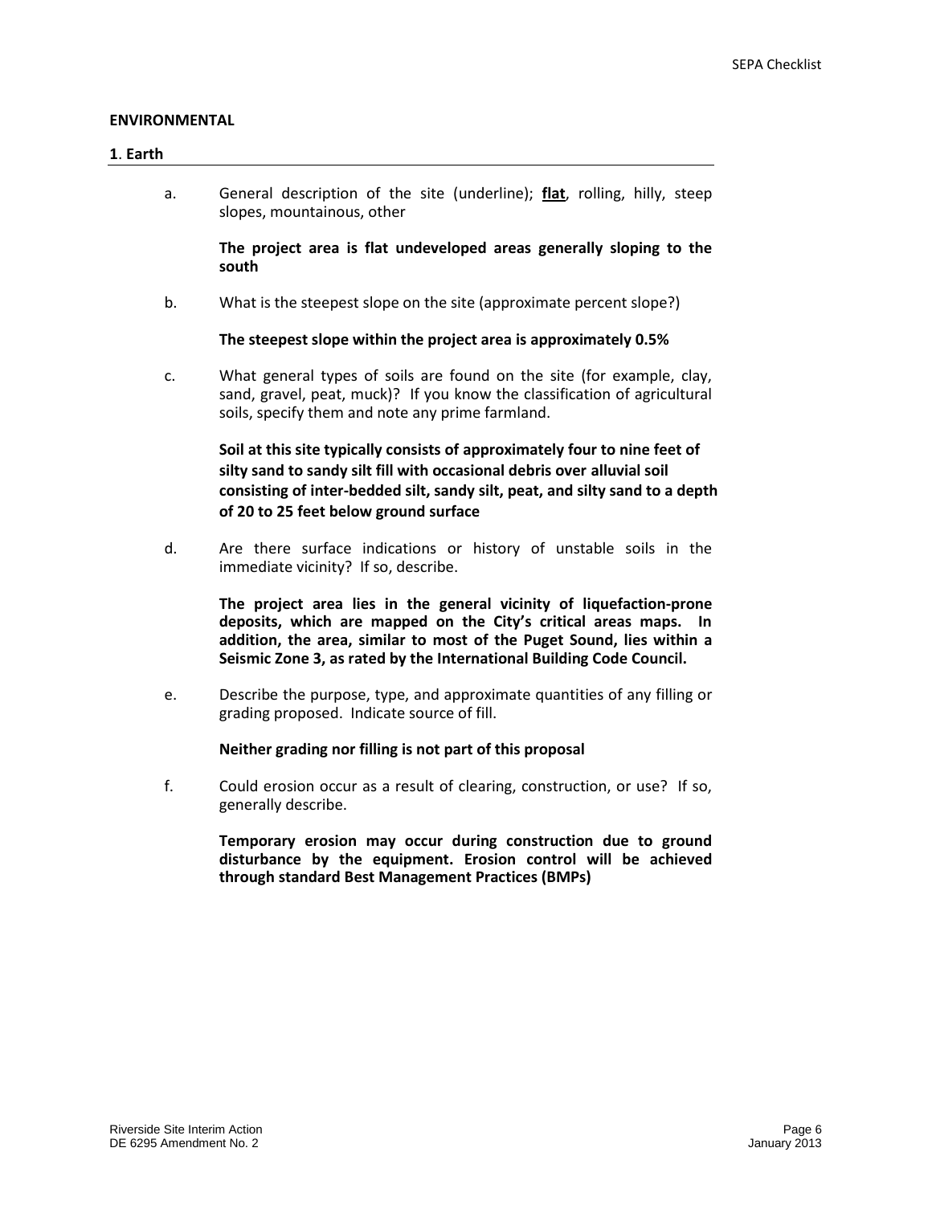## ENVIRONMENTAL

### 1. Earth

a. General description of the site (underline); **flat**, rolling, hilly, steep slopes, mountainous, other

**The project area is flat undeveloped areas generally sloping to the south**

b. What is the steepest slope on the site (approximate percent slope?)

**The steepest slope within the project area is approximately 0.5%**

c. What general types of soils are found on the site (for example, clay, sand, gravel, peat, muck)? If you know the classification of agricultural soils, specify them and note any prime farmland.

**Soil at this site typically consists of approximately four to nine feet of silty sand to sandy silt fill with occasional debris over alluvial soil consisting of inter-bedded silt, sandy silt, peat, and silty sand to a depth of 20 to 25 feet below ground surface**

d. Are there surface indications or history of unstable soils in the immediate vicinity? If so, describe.

**The project area lies in the general vicinity of liquefaction-prone deposits, which are mapped on the City's critical areas maps. In addition, the area, similar to most of the Puget Sound, lies within a Seismic Zone 3, as rated by the International Building Code Council.**

e. Describe the purpose, type, and approximate quantities of any filling or grading proposed. Indicate source of fill.

**Neither grading nor filling is not part of this proposal**

f. Could erosion occur as a result of clearing, construction, or use? If so, generally describe.

**Temporary erosion may occur during construction due to ground disturbance by the equipment. Erosion control will be achieved through standard Best Management Practices (BMPs)**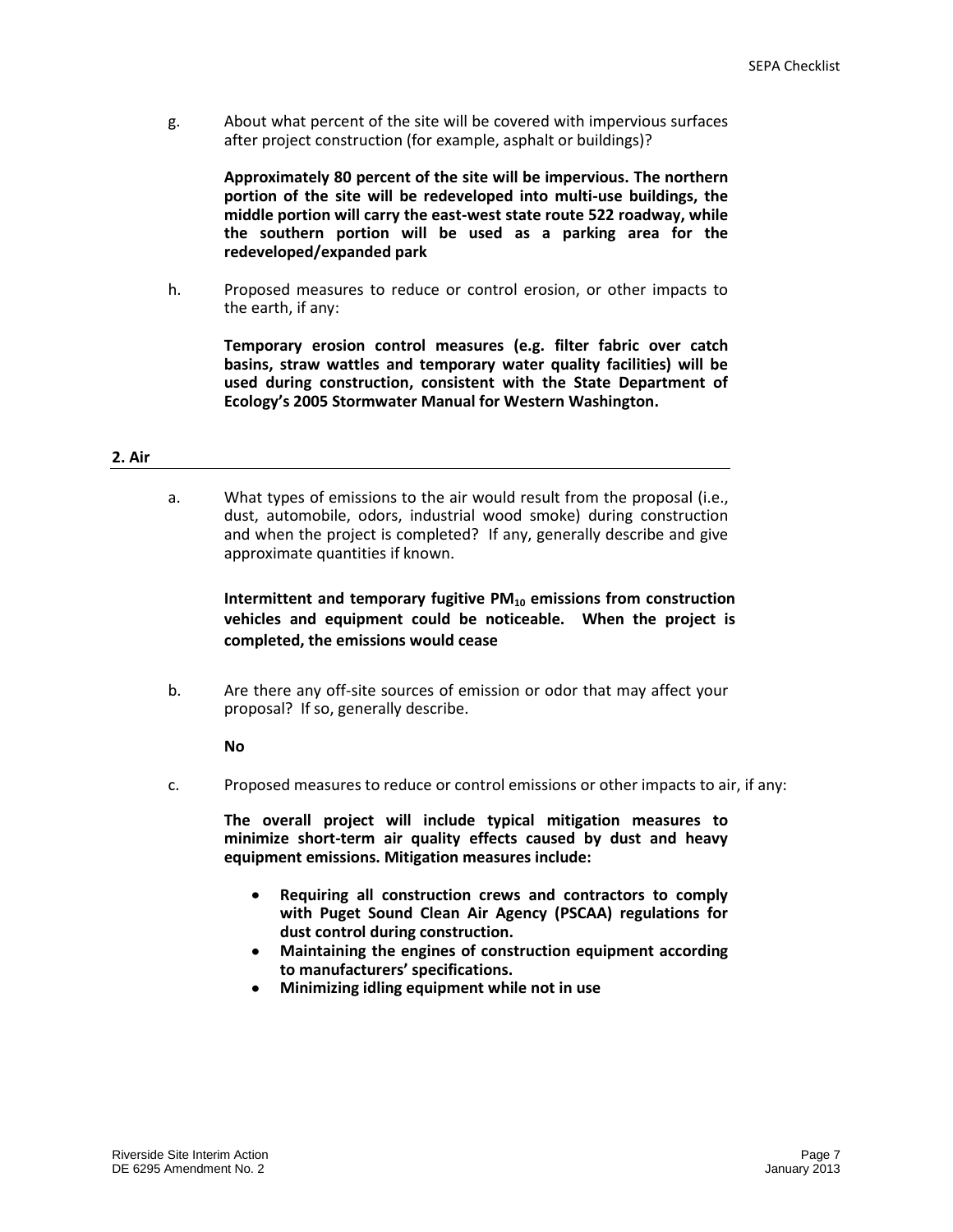g. About what percent of the site will be covered with impervious surfaces after project construction (for example, asphalt or buildings)?

**Approximately 80 percent of the site will be impervious. The northern portion of the site will be redeveloped into multi-use buildings, the middle portion will carry the east-west state route 522 roadway, while the southern portion will be used as a parking area for the redeveloped/expanded park**

h. Proposed measures to reduce or control erosion, or other impacts to the earth, if any:

**Temporary erosion control measures (e.g. filter fabric over catch basins, straw wattles and temporary water quality facilities) will be used during construction, consistent with the State Department of Ecology's 2005 Stormwater Manual for Western Washington.**

## 2. Air

a. What types of emissions to the air would result from the proposal (i.e., dust, automobile, odors, industrial wood smoke) during construction and when the project is completed? If any, generally describe and give approximate quantities if known.

**Intermittent and temporary fugitive $PM_{10}$ emissions from construction vehicles and equipment could be noticeable. When the project is completed, the emissions would cease**

b. Are there any off-site sources of emission or odor that may affect your proposal? If so, generally describe.

**No**

c. Proposed measures to reduce or control emissions or other impacts to air, if any:

**The overall project will include typical mitigation measures to minimize short-term air quality effects caused by dust and heavy equipment emissions. Mitigation measures include:**

- **Requiring all construction crews and contractors to comply with Puget Sound Clean Air Agency (PSCAA) regulations for dust control during construction.**
- **Maintaining the engines of construction equipment according to manufacturers' specifications.**
- **Minimizing idling equipment while not in use**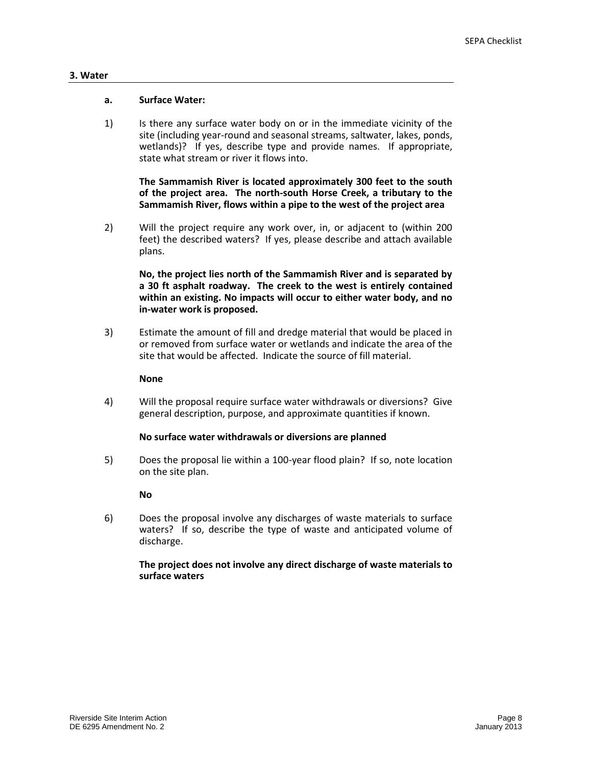## 3. Water

### a. Surface Water:

1) Is there any surface water body on or in the immediate vicinity of the site (including year-round and seasonal streams, saltwater, lakes, ponds, wetlands)? If yes, describe type and provide names. If appropriate, state what stream or river it flows into.

   **The Sammamish River is located approximately 300 feet to the south of the project area. The north-south Horse Creek, a tributary to the Sammamish River, flows within a pipe to the west of the project area**

2) Will the project require any work over, in, or adjacent to (within 200 feet) the described waters? If yes, please describe and attach available plans.

   **No, the project lies north of the Sammamish River and is separated by a 30 ft asphalt roadway. The creek to the west is entirely contained within an existing. No impacts will occur to either water body, and no in-water work is proposed.**

3) Estimate the amount of fill and dredge material that would be placed in or removed from surface water or wetlands and indicate the area of the site that would be affected. Indicate the source of fill material.

   **None**

4) Will the proposal require surface water withdrawals or diversions? Give general description, purpose, and approximate quantities if known.

   **No surface water withdrawals or diversions are planned**

5) Does the proposal lie within a 100-year flood plain? If so, note location on the site plan.

   **No**

6) Does the proposal involve any discharges of waste materials to surface waters? If so, describe the type of waste and anticipated volume of discharge.

   **The project does not involve any direct discharge of waste materials to surface waters**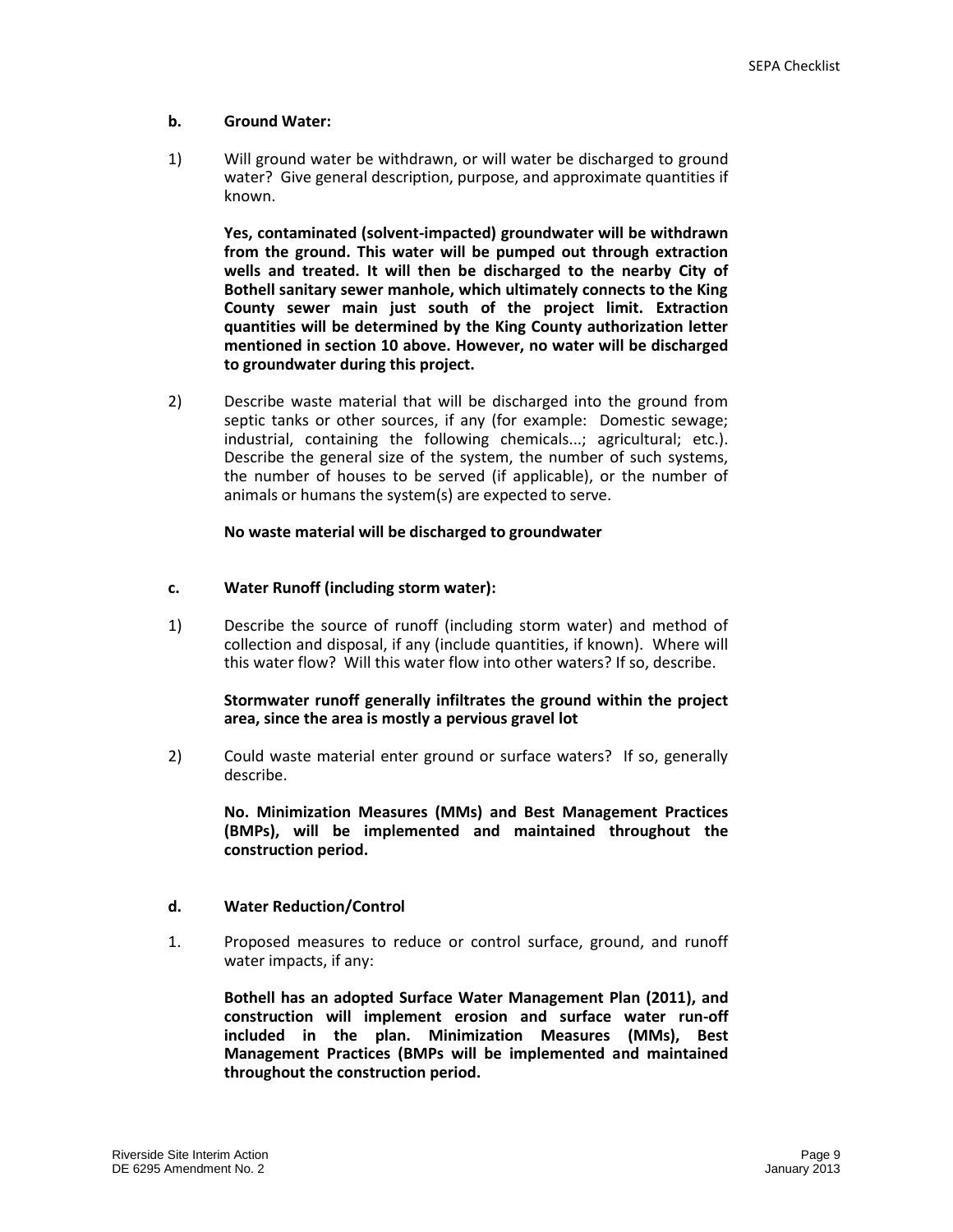**b. Ground Water:**

1) Will ground water be withdrawn, or will water be discharged to ground water? Give general description, purpose, and approximate quantities if known.

**Yes, contaminated (solvent-impacted) groundwater will be withdrawn from the ground. This water will be pumped out through extraction wells and treated. It will then be discharged to the nearby City of Bothell sanitary sewer manhole, which ultimately connects to the King County sewer main just south of the project limit. Extraction quantities will be determined by the King County authorization letter mentioned in section 10 above. However, no water will be discharged to groundwater during this project.**

2) Describe waste material that will be discharged into the ground from septic tanks or other sources, if any (for example: Domestic sewage; industrial, containing the following chemicals...; agricultural; etc.). Describe the general size of the system, the number of such systems, the number of houses to be served (if applicable), or the number of animals or humans the system(s) are expected to serve.

**No waste material will be discharged to groundwater**

**c. Water Runoff (including storm water):**

1) Describe the source of runoff (including storm water) and method of collection and disposal, if any (include quantities, if known). Where will this water flow? Will this water flow into other waters? If so, describe.

**Stormwater runoff generally infiltrates the ground within the project area, since the area is mostly a pervious gravel lot**

2) Could waste material enter ground or surface waters? If so, generally describe.

**No. Minimization Measures (MMs) and Best Management Practices (BMPs), will be implemented and maintained throughout the construction period.**

**d. Water Reduction/Control**

1. Proposed measures to reduce or control surface, ground, and runoff water impacts, if any:

**Bothell has an adopted Surface Water Management Plan (2011), and construction will implement erosion and surface water run-off included in the plan. Minimization Measures (MMs), Best Management Practices (BMPs will be implemented and maintained throughout the construction period.**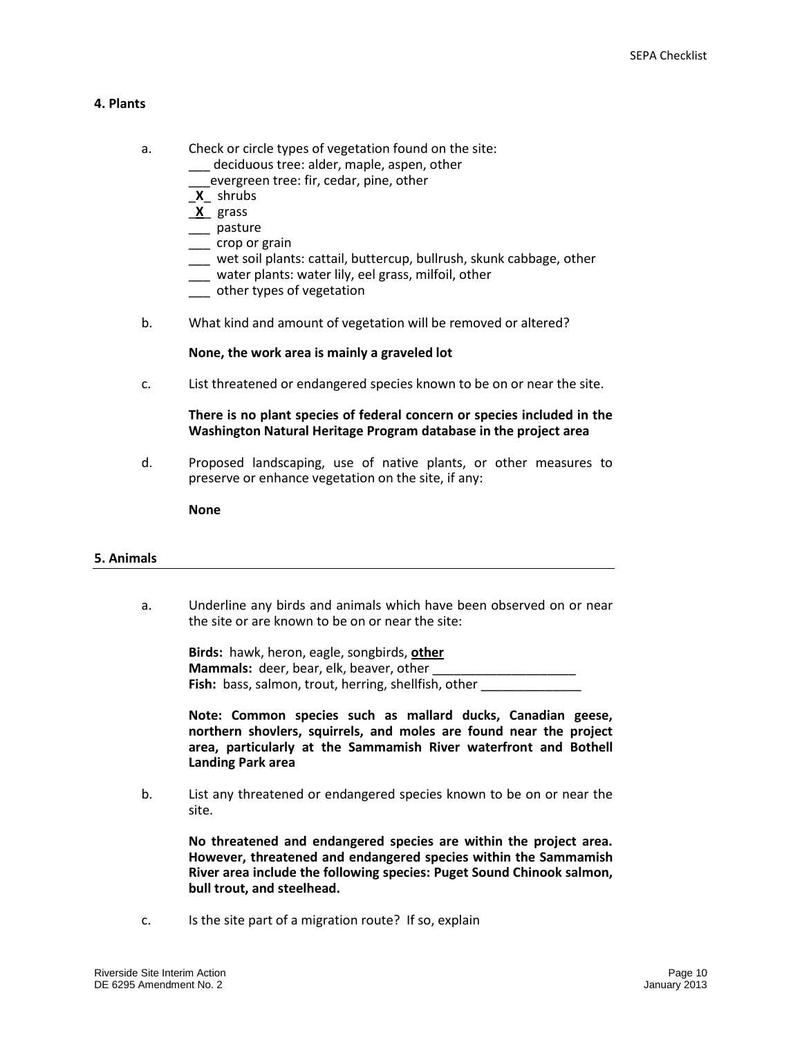## 4. Plants

a. Check or circle types of vegetation found on the site:
   ___ deciduous tree: alder, maple, aspen, other
   ___evergreen tree: fir, cedar, pine, other
   _**X**_ shrubs
   _**X**_ grass
   ___ pasture
   ___ crop or grain
   ___ wet soil plants: cattail, buttercup, bullrush, skunk cabbage, other
   ___ water plants: water lily, eel grass, milfoil, other
   ___ other types of vegetation

b. What kind and amount of vegetation will be removed or altered?

   **None, the work area is mainly a graveled lot**

c. List threatened or endangered species known to be on or near the site.

   **There is no plant species of federal concern or species included in the Washington Natural Heritage Program database in the project area**

d. Proposed landscaping, use of native plants, or other measures to preserve or enhance vegetation on the site, if any:

   **None**

## 5. Animals

a. Underline any birds and animals which have been observed on or near the site or are known to be on or near the site:

   **Birds:** hawk, heron, eagle, songbirds, **other**
   **Mammals:** deer, bear, elk, beaver, other ____________________
   **Fish:** bass, salmon, trout, herring, shellfish, other ______________

   **Note: Common species such as mallard ducks, Canadian geese, northern shovlers, squirrels, and moles are found near the project area, particularly at the Sammamish River waterfront and Bothell Landing Park area**

b. List any threatened or endangered species known to be on or near the site.

   **No threatened and endangered species are within the project area. However, threatened and endangered species within the Sammamish River area include the following species: Puget Sound Chinook salmon, bull trout, and steelhead.**

c. Is the site part of a migration route? If so, explain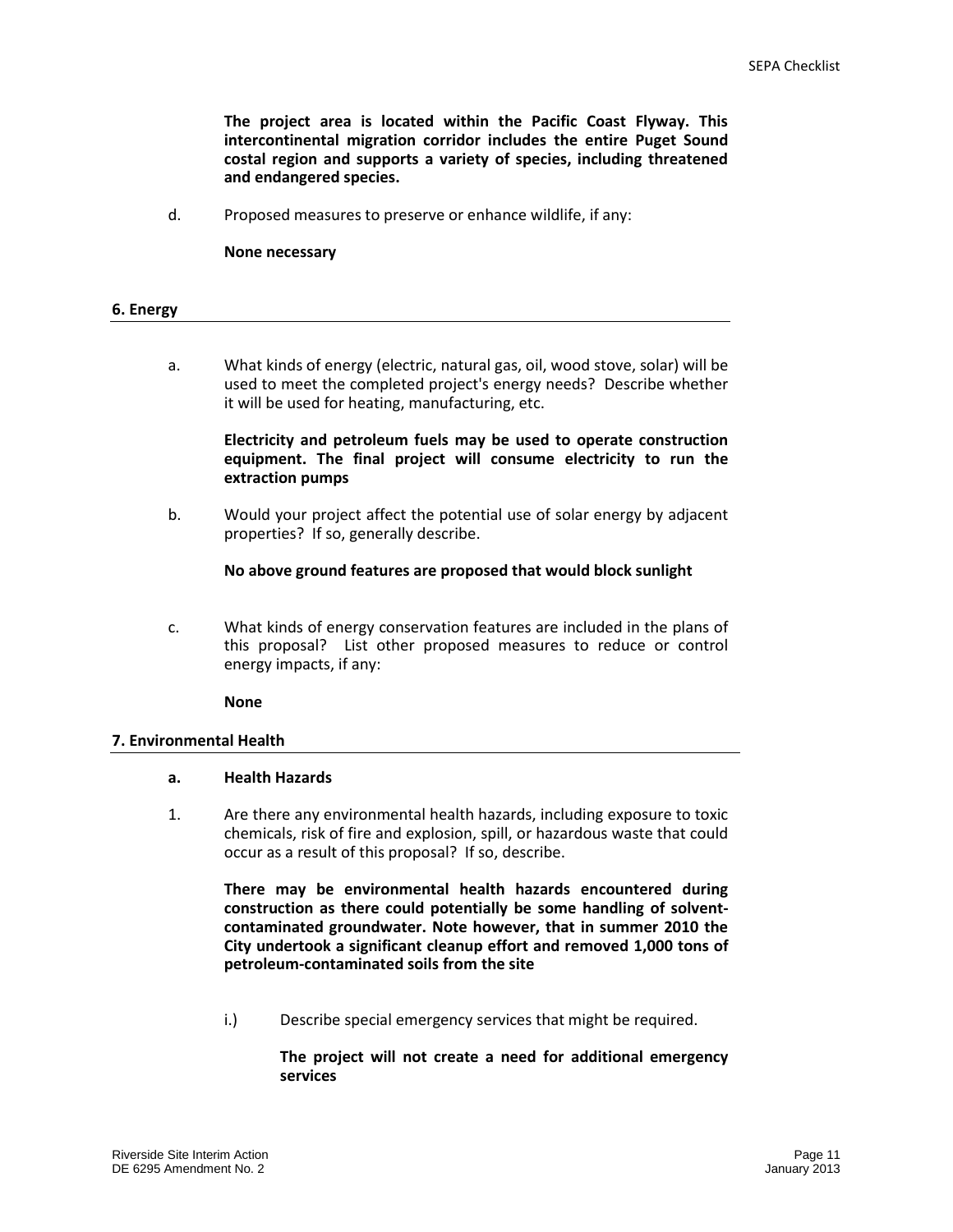**The project area is located within the Pacific Coast Flyway. This intercontinental migration corridor includes the entire Puget Sound costal region and supports a variety of species, including threatened and endangered species.**

d. Proposed measures to preserve or enhance wildlife, if any:

**None necessary**

## 6. Energy

a. What kinds of energy (electric, natural gas, oil, wood stove, solar) will be used to meet the completed project's energy needs? Describe whether it will be used for heating, manufacturing, etc.

**Electricity and petroleum fuels may be used to operate construction equipment. The final project will consume electricity to run the extraction pumps**

b. Would your project affect the potential use of solar energy by adjacent properties? If so, generally describe.

**No above ground features are proposed that would block sunlight**

c. What kinds of energy conservation features are included in the plans of this proposal? List other proposed measures to reduce or control energy impacts, if any:

**None**

## 7. Environmental Health

**a. Health Hazards**

1. Are there any environmental health hazards, including exposure to toxic chemicals, risk of fire and explosion, spill, or hazardous waste that could occur as a result of this proposal? If so, describe.

**There may be environmental health hazards encountered during construction as there could potentially be some handling of solvent-contaminated groundwater. Note however, that in summer 2010 the City undertook a significant cleanup effort and removed 1,000 tons of petroleum-contaminated soils from the site**

i.) Describe special emergency services that might be required.

**The project will not create a need for additional emergency services**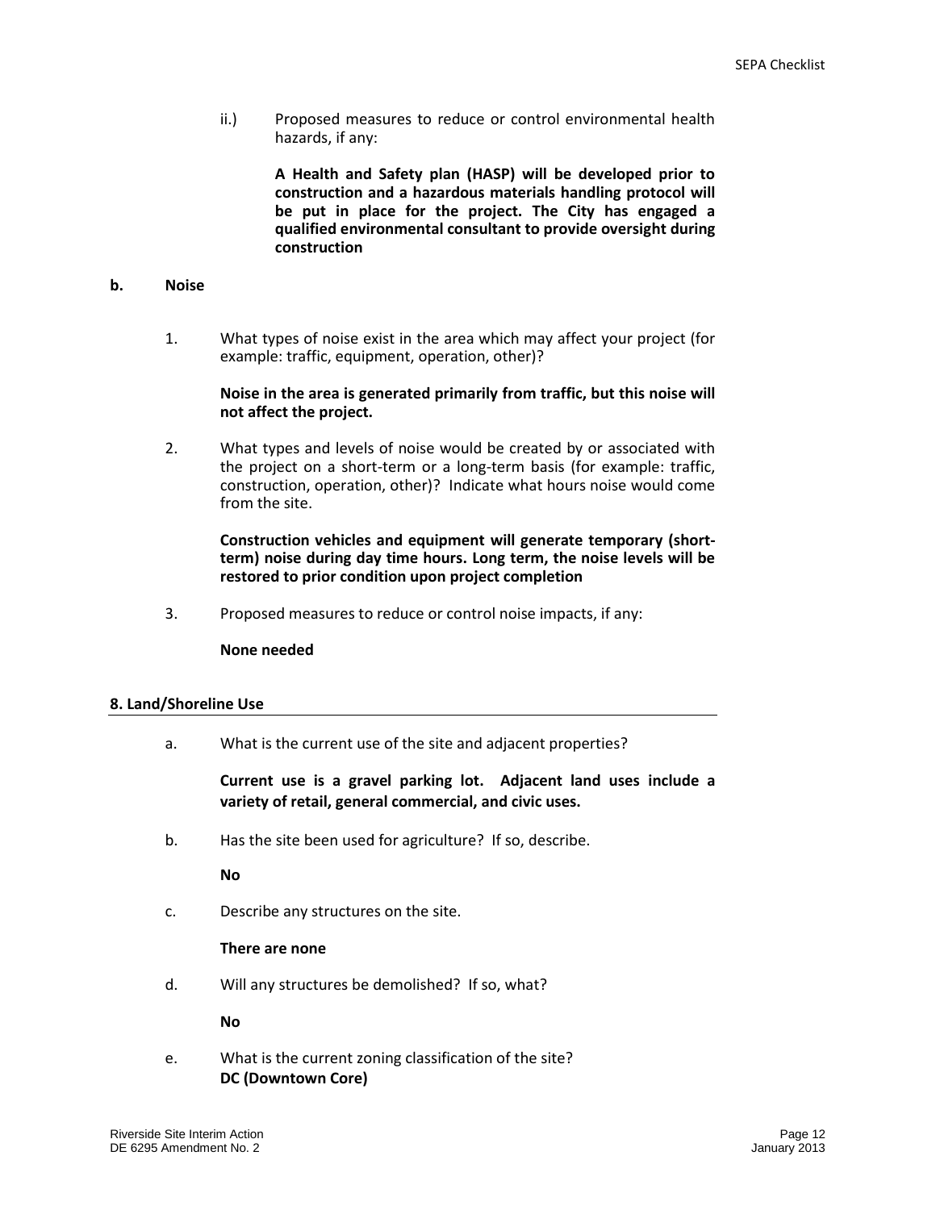ii.) Proposed measures to reduce or control environmental health hazards, if any:

**A Health and Safety plan (HASP) will be developed prior to construction and a hazardous materials handling protocol will be put in place for the project. The City has engaged a qualified environmental consultant to provide oversight during construction**

**b. Noise**

1. What types of noise exist in the area which may affect your project (for example: traffic, equipment, operation, other)?

   **Noise in the area is generated primarily from traffic, but this noise will not affect the project.**

2. What types and levels of noise would be created by or associated with the project on a short-term or a long-term basis (for example: traffic, construction, operation, other)? Indicate what hours noise would come from the site.

   **Construction vehicles and equipment will generate temporary (short-term) noise during day time hours. Long term, the noise levels will be restored to prior condition upon project completion**

3. Proposed measures to reduce or control noise impacts, if any:

   **None needed**

**8. Land/Shoreline Use**

a. What is the current use of the site and adjacent properties?

   **Current use is a gravel parking lot. Adjacent land uses include a variety of retail, general commercial, and civic uses.**

b. Has the site been used for agriculture? If so, describe.

   **No**

c. Describe any structures on the site.

   **There are none**

d. Will any structures be demolished? If so, what?

   **No**

e. What is the current zoning classification of the site?
   **DC (Downtown Core)**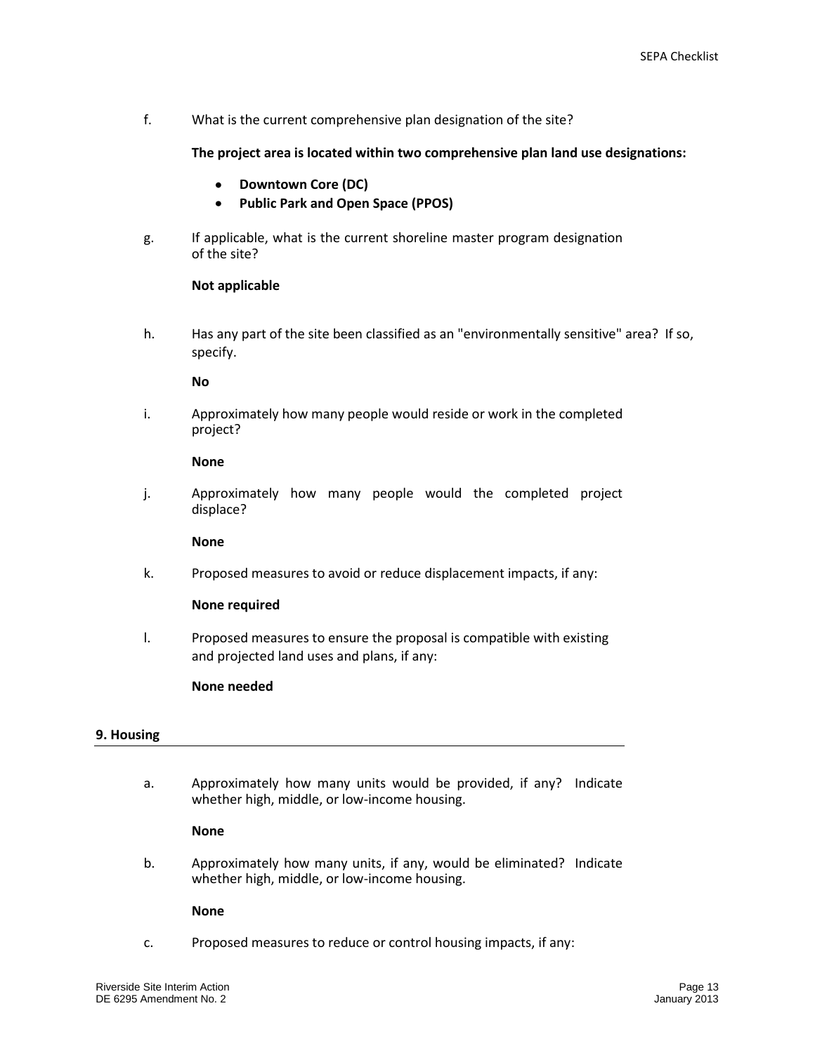f. What is the current comprehensive plan designation of the site?

**The project area is located within two comprehensive plan land use designations:**

- **Downtown Core (DC)**
- **Public Park and Open Space (PPOS)**

g. If applicable, what is the current shoreline master program designation of the site?

**Not applicable**

h. Has any part of the site been classified as an "environmentally sensitive" area? If so, specify.

**No**

i. Approximately how many people would reside or work in the completed project?

**None**

j. Approximately how many people would the completed project displace?

**None**

k. Proposed measures to avoid or reduce displacement impacts, if any:

**None required**

l. Proposed measures to ensure the proposal is compatible with existing and projected land uses and plans, if any:

**None needed**

## 9. Housing

a. Approximately how many units would be provided, if any? Indicate whether high, middle, or low-income housing.

**None**

b. Approximately how many units, if any, would be eliminated? Indicate whether high, middle, or low-income housing.

**None**

c. Proposed measures to reduce or control housing impacts, if any: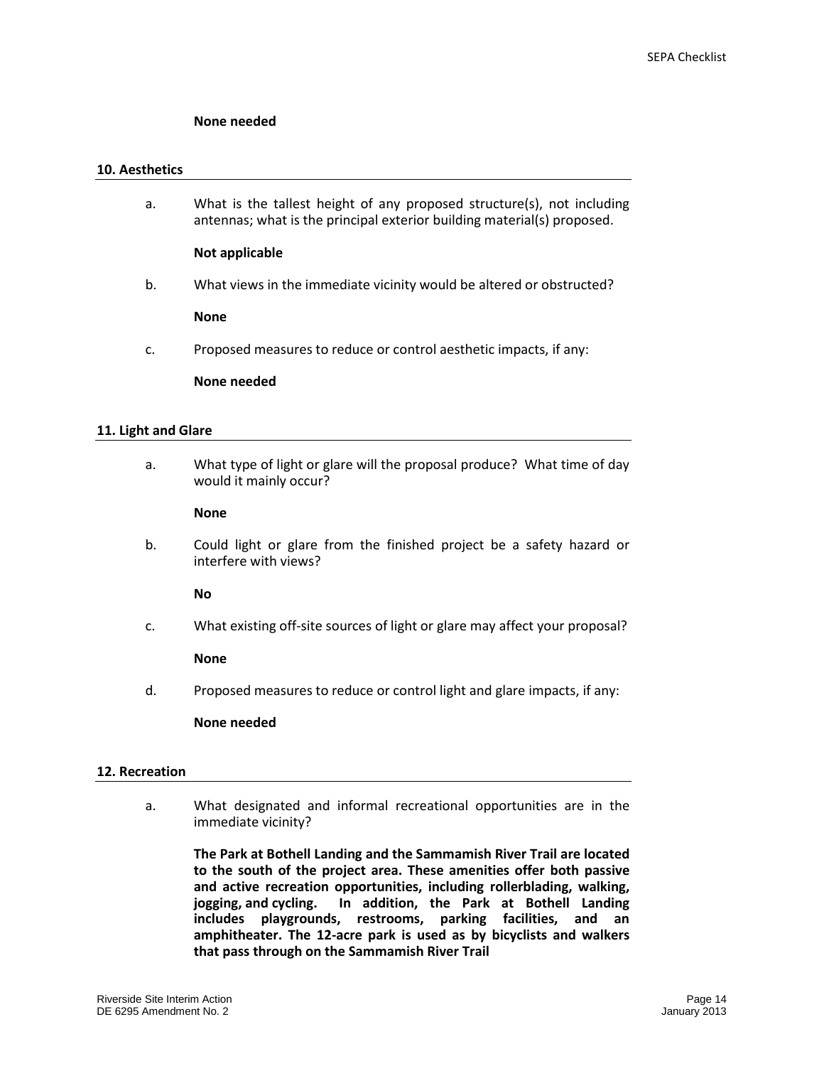**None needed**

## 10. Aesthetics

a. What is the tallest height of any proposed structure(s), not including antennas; what is the principal exterior building material(s) proposed.

**Not applicable**

b. What views in the immediate vicinity would be altered or obstructed?

**None**

c. Proposed measures to reduce or control aesthetic impacts, if any:

**None needed**

## 11. Light and Glare

a. What type of light or glare will the proposal produce? What time of day would it mainly occur?

**None**

b. Could light or glare from the finished project be a safety hazard or interfere with views?

**No**

c. What existing off-site sources of light or glare may affect your proposal?

**None**

d. Proposed measures to reduce or control light and glare impacts, if any:

**None needed**

## 12. Recreation

a. What designated and informal recreational opportunities are in the immediate vicinity?

**The Park at Bothell Landing and the Sammamish River Trail are located to the south of the project area. These amenities offer both passive and active recreation opportunities, including rollerblading, walking, jogging, and cycling. In addition, the Park at Bothell Landing includes playgrounds, restrooms, parking facilities, and an amphitheater. The 12-acre park is used as by bicyclists and walkers that pass through on the Sammamish River Trail**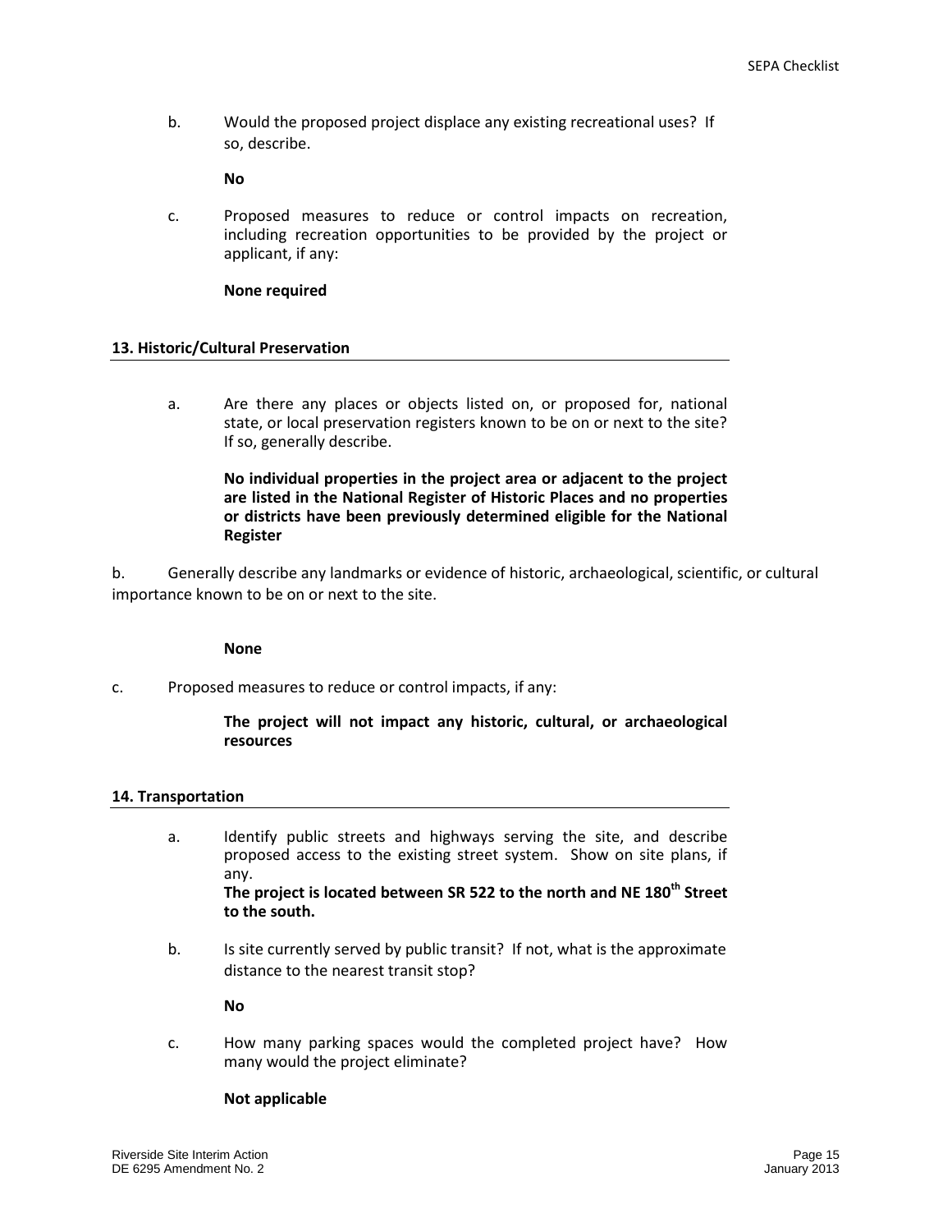b. Would the proposed project displace any existing recreational uses? If so, describe.

**No**

c. Proposed measures to reduce or control impacts on recreation, including recreation opportunities to be provided by the project or applicant, if any:

**None required**

**13. Historic/Cultural Preservation**

a. Are there any places or objects listed on, or proposed for, national state, or local preservation registers known to be on or next to the site? If so, generally describe.

**No individual properties in the project area or adjacent to the project are listed in the National Register of Historic Places and no properties or districts have been previously determined eligible for the National Register**

b. Generally describe any landmarks or evidence of historic, archaeological, scientific, or cultural importance known to be on or next to the site.

**None**

c. Proposed measures to reduce or control impacts, if any:

**The project will not impact any historic, cultural, or archaeological resources**

**14. Transportation**

a. Identify public streets and highways serving the site, and describe proposed access to the existing street system. Show on site plans, if any.
**The project is located between SR 522 to the north and NE 180th Street to the south.**

b. Is site currently served by public transit? If not, what is the approximate distance to the nearest transit stop?

**No**

c. How many parking spaces would the completed project have? How many would the project eliminate?

**Not applicable**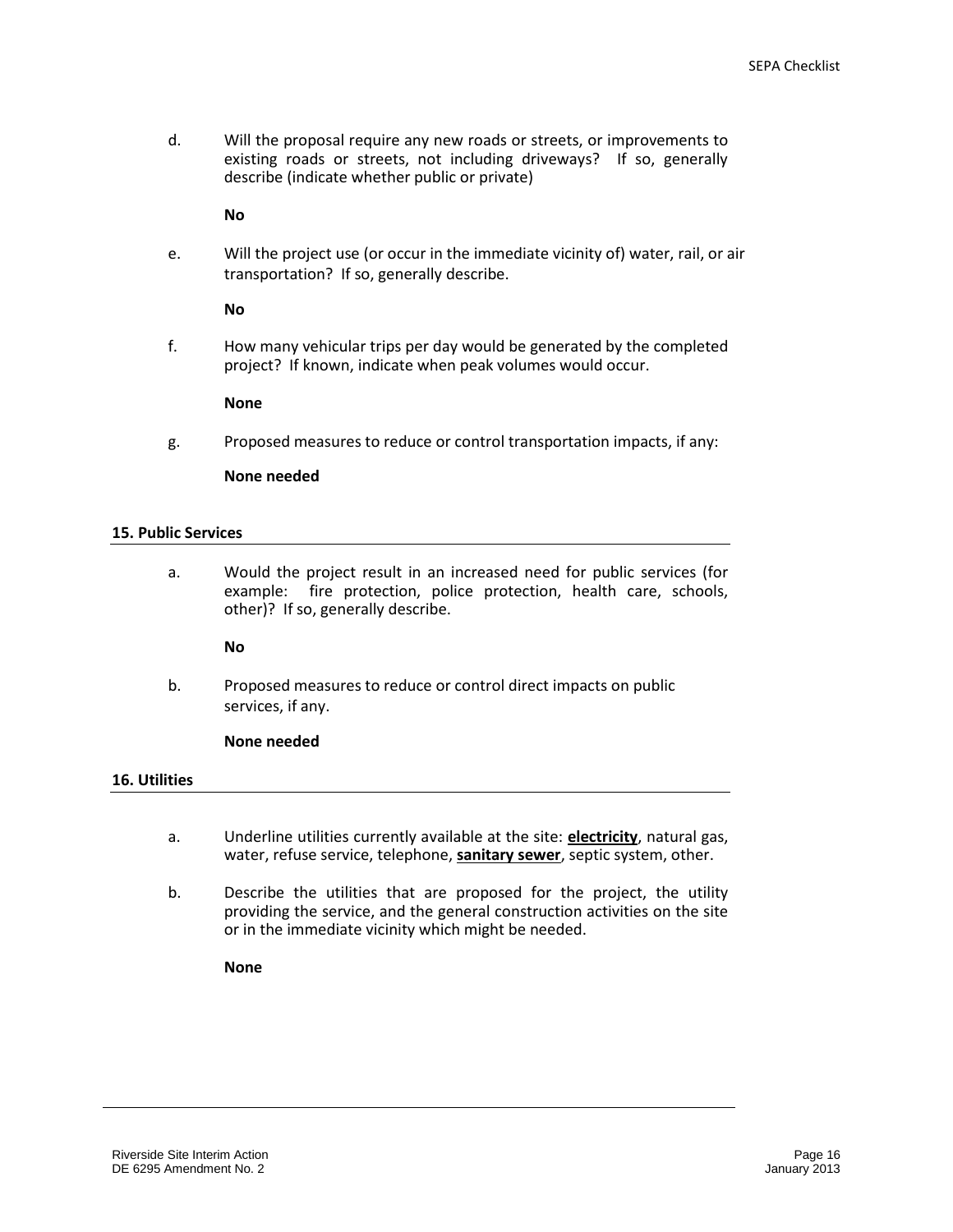d. Will the proposal require any new roads or streets, or improvements to existing roads or streets, not including driveways? If so, generally describe (indicate whether public or private)

   **No**

e. Will the project use (or occur in the immediate vicinity of) water, rail, or air transportation? If so, generally describe.

   **No**

f. How many vehicular trips per day would be generated by the completed project? If known, indicate when peak volumes would occur.

   **None**

g. Proposed measures to reduce or control transportation impacts, if any:

   **None needed**

### 15. Public Services

a. Would the project result in an increased need for public services (for example: fire protection, police protection, health care, schools, other)? If so, generally describe.

   **No**

b. Proposed measures to reduce or control direct impacts on public services, if any.

   **None needed**

### 16. Utilities

a. Underline utilities currently available at the site: **<u>electricity</u>**, natural gas, water, refuse service, telephone, **<u>sanitary sewer</u>**, septic system, other.

b. Describe the utilities that are proposed for the project, the utility providing the service, and the general construction activities on the site or in the immediate vicinity which might be needed.

   **None**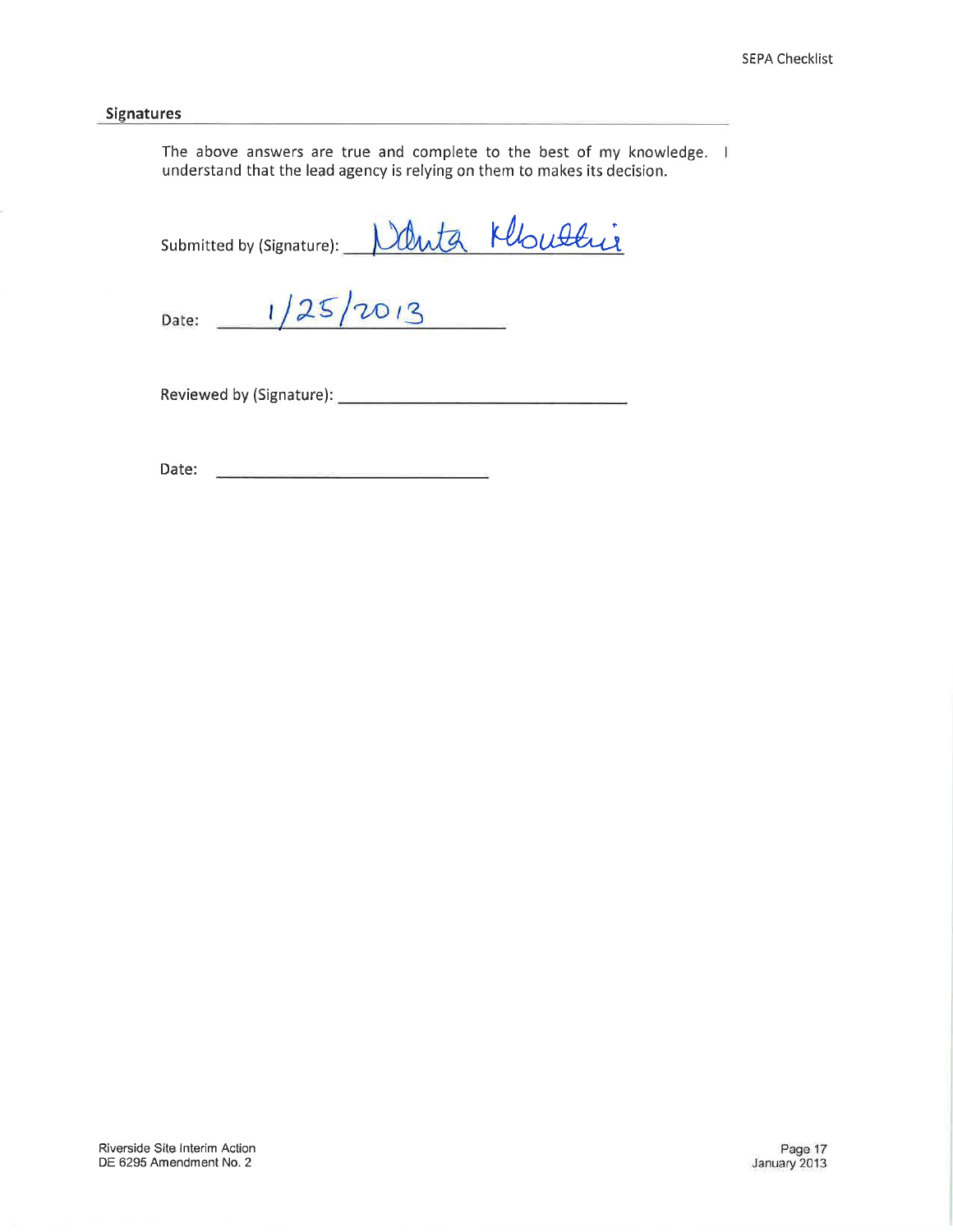## Signatures

The above answers are true and complete to the best of my knowledge. I understand that the lead agency is relying on them to makes its decision.

Submitted by (Signature): Dalita Kloutlui

Date: 1/25/2013

Reviewed by (Signature): ______________________

Date: ______________________